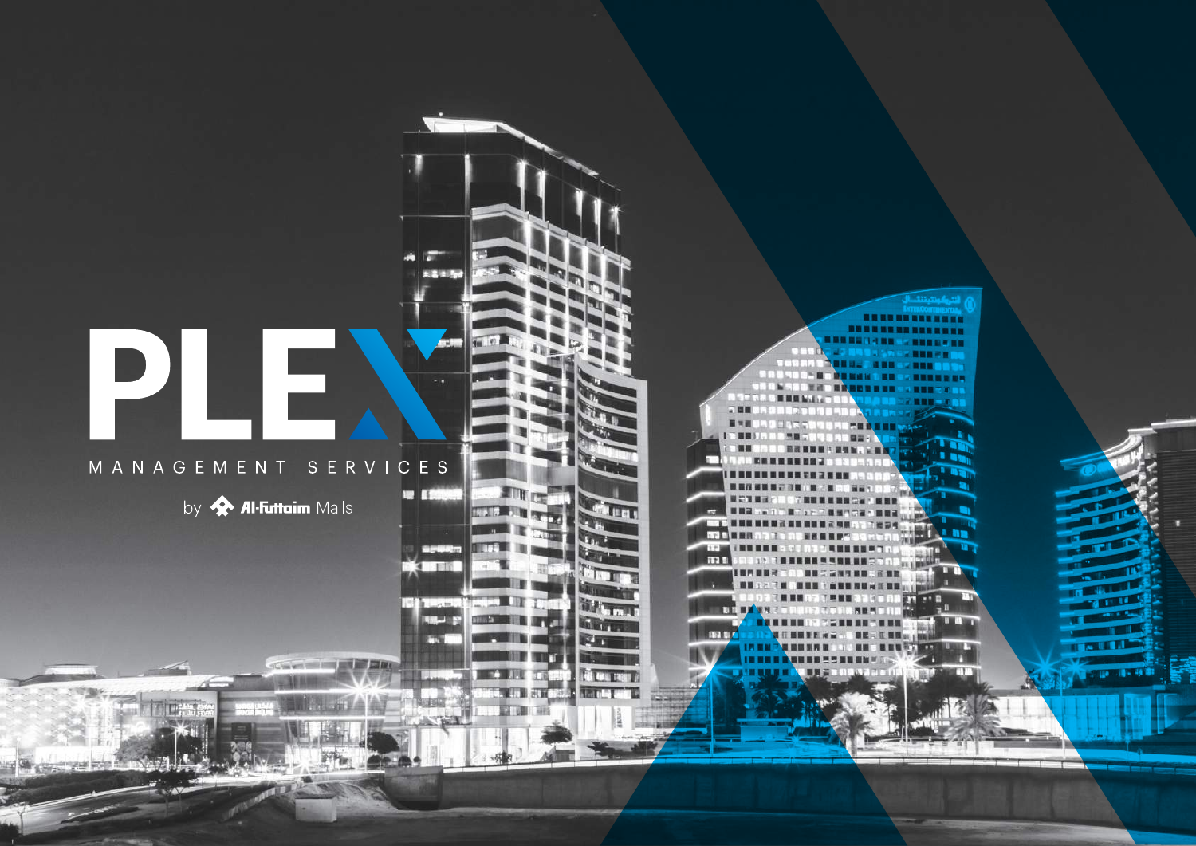# PLEX

MANAGEMENT SERVICES

by Al-Futtaim Malls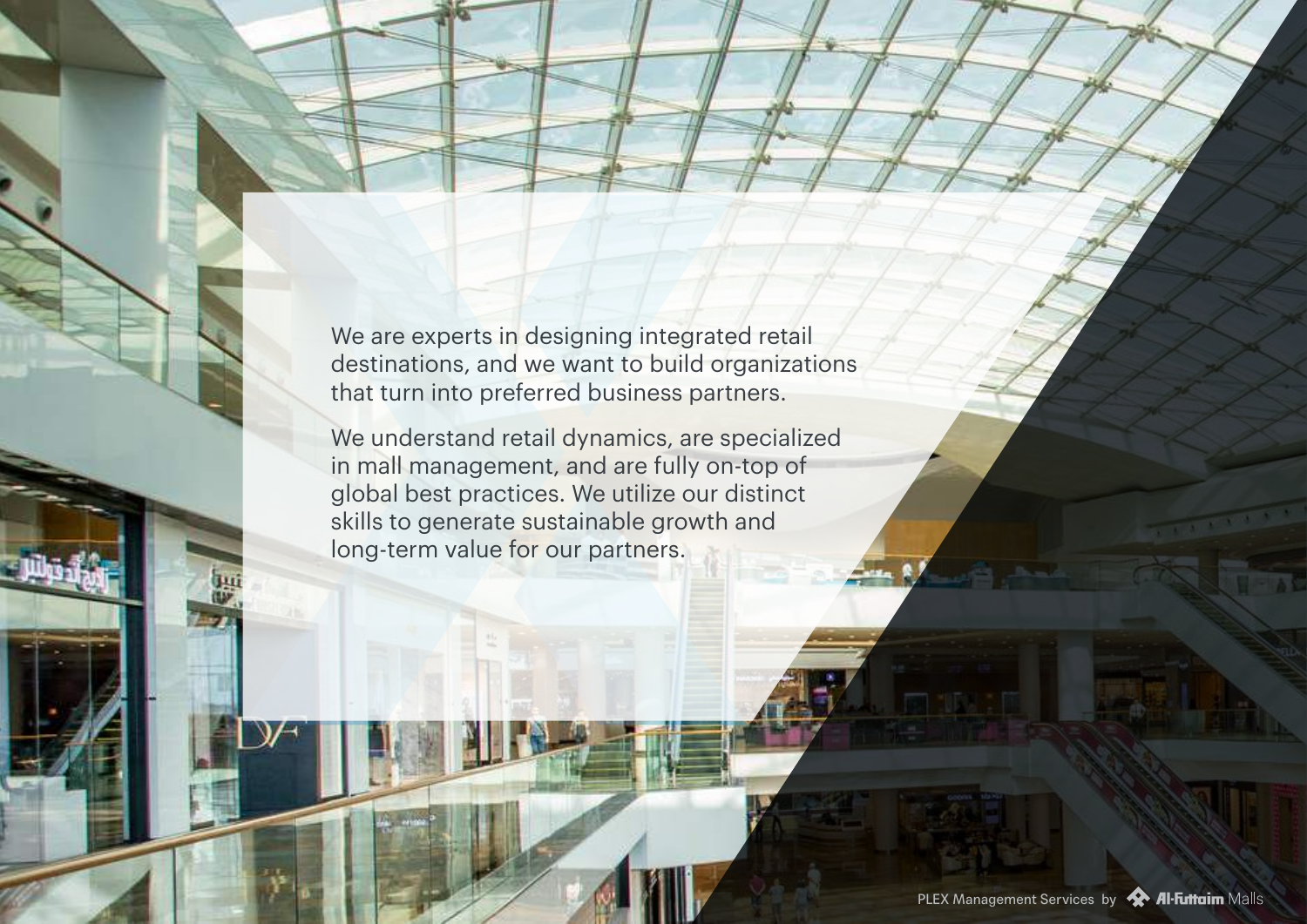We are experts in designing integrated retail destinations, and we want to build organizations that turn into preferred business partners.

We understand retail dynamics, are specialized in mall management, and are fully on-top of global best practices. We utilize our distinct skills to generate sustainable growth and long-term value for our partners.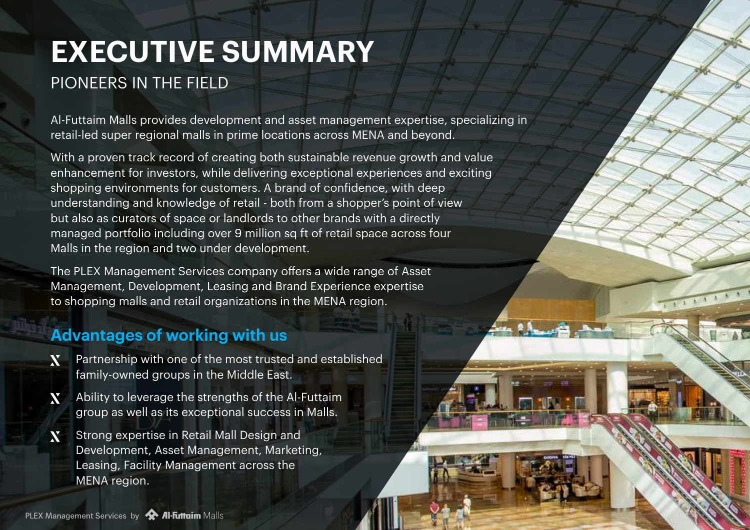# EXECUTIVE SUMMARY

## PIONEERS IN THE FIELD

Al-Futtaim Malls provides development and asset management expertise, specializing in retail-led super regional malls in prime locations across MENA and beyond.

With a proven track record of creating both sustainable revenue growth and value enhancement for investors, while delivering exceptional experiences and exciting shopping environments for customers. A brand of confidence, with deep understanding and knowledge of retail - both from a shopper's point of view but also as curators of space or landlords to other brands with a directly managed portfolio including over 9 million sq ft of retail space across four Malls in the region and two under development.

The PLEX Management Services company offers a wide range of Asset Management, Development, Leasing and Brand Experience expertise to shopping malls and retail organizations in the MENA region.

## Advantages of working with us

- Partnership with one of the most trusted and established family-owned groups in the Middle East.
- Ability to leverage the strengths of the Al-Futtaim group as well as its exceptional success in Malls.
- Strong expertise in Retail Mall Design and Development, Asset Management, Marketing, Leasing, Facility Management across the MENA region.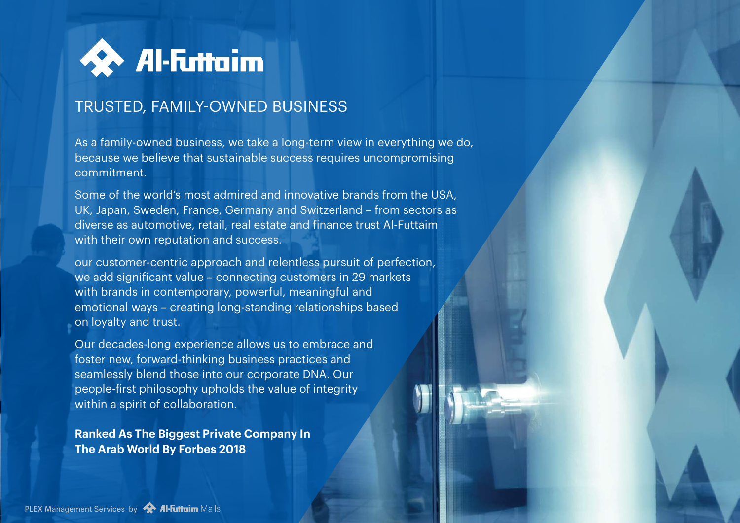# Al-Futtaim

## TRUSTED, FAMILY-OWNED BUSINESS

As a family-owned business, we take a long-term view in everything we do, because we believe that sustainable success requires uncompromising commitment.

Some of the world's most admired and innovative brands from the USA, UK, Japan, Sweden, France, Germany and Switzerland – from sectors as diverse as automotive, retail, real estate and finance trust Al-Futtaim with their own reputation and success.

our customer-centric approach and relentless pursuit of perfection, we add significant value – connecting customers in 29 markets with brands in contemporary, powerful, meaningful and emotional ways – creating long-standing relationships based on loyalty and trust.

Our decades-long experience allows us to embrace and foster new, forward-thinking business practices and seamlessly blend those into our corporate DNA. Our people-first philosophy upholds the value of integrity within a spirit of collaboration.

**Ranked As The Biggest Private Company In The Arab World By Forbes 2018**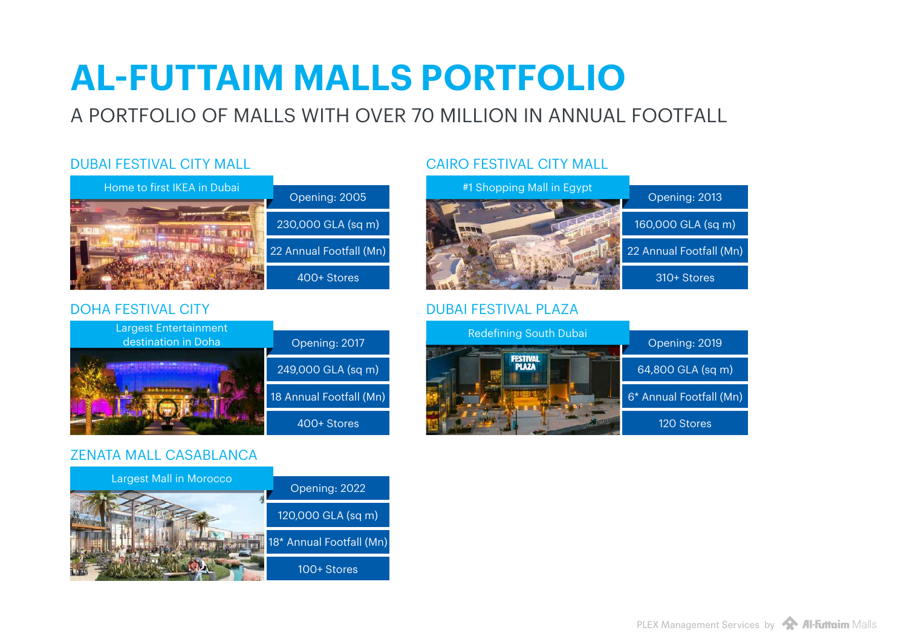# AL-FUTTAIM MALLS PORTFOLIO

A PORTFOLIO OF MALLS WITH OVER 70 MILLION IN ANNUAL FOOTFALL

## DUBAI FESTIVAL CITY MALL

Home to first IKEA in Dubai

- Opening: 2005
- 230,000 GLA (sq m)
- 22 Annual Footfall (Mn)
- 400+ Stores

## CAIRO FESTIVAL CITY MALL

#1 Shopping Mall in Egypt

- Opening: 2013
- 160,000 GLA (sq m)
- 22 Annual Footfall (Mn)
- 310+ Stores

## DOHA FESTIVAL CITY

Largest Entertainment destination in Doha

- Opening: 2017
- 249,000 GLA (sq m)
- 18 Annual Footfall (Mn)
- 400+ Stores

## DUBAI FESTIVAL PLAZA

Redefining South Dubai

- Opening: 2019
- 64,800 GLA (sq m)
- 6* Annual Footfall (Mn)
- 120 Stores

## ZENATA MALL CASABLANCA

Largest Mall in Morocco

- Opening: 2022
- 120,000 GLA (sq m)
- 18* Annual Footfall (Mn)
- 100+ Stores

PLEX Management Services by Al-Futtaim Malls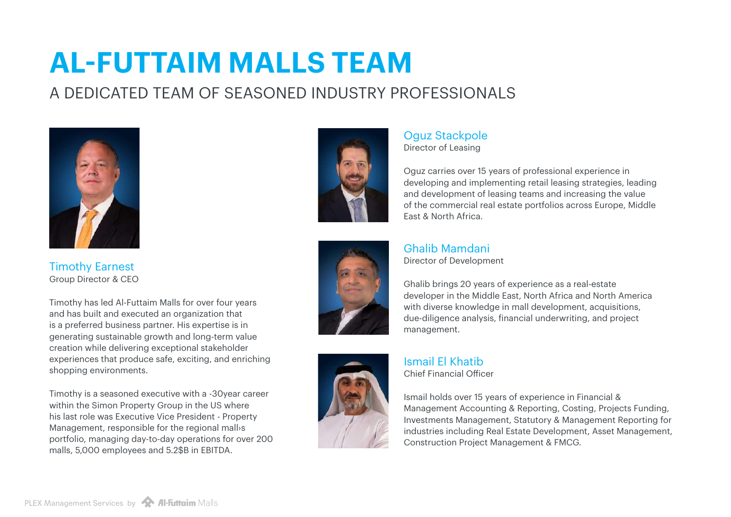# AL-FUTTAIM MALLS TEAM

## A DEDICATED TEAM OF SEASONED INDUSTRY PROFESSIONALS

### Timothy Earnest

Group Director & CEO

Timothy has led Al-Futtaim Malls for over four years and has built and executed an organization that is a preferred business partner. His expertise is in generating sustainable growth and long-term value creation while delivering exceptional stakeholder experiences that produce safe, exciting, and enriching shopping environments.

Timothy is a seasoned executive with a -30year career within the Simon Property Group in the US where his last role was Executive Vice President - Property Management, responsible for the regional mall›s portfolio, managing day-to-day operations for over 200 malls, 5,000 employees and 5.2$B in EBITDA.

### Oguz Stackpole

Director of Leasing

Oguz carries over 15 years of professional experience in developing and implementing retail leasing strategies, leading and development of leasing teams and increasing the value of the commercial real estate portfolios across Europe, Middle East & North Africa.

### Ghalib Mamdani

Director of Development

Ghalib brings 20 years of experience as a real-estate developer in the Middle East, North Africa and North America with diverse knowledge in mall development, acquisitions, due-diligence analysis, financial underwriting, and project management.

### Ismail El Khatib

Chief Financial Officer

Ismail holds over 15 years of experience in Financial & Management Accounting & Reporting, Costing, Projects Funding, Investments Management, Statutory & Management Reporting for industries including Real Estate Development, Asset Management, Construction Project Management & FMCG.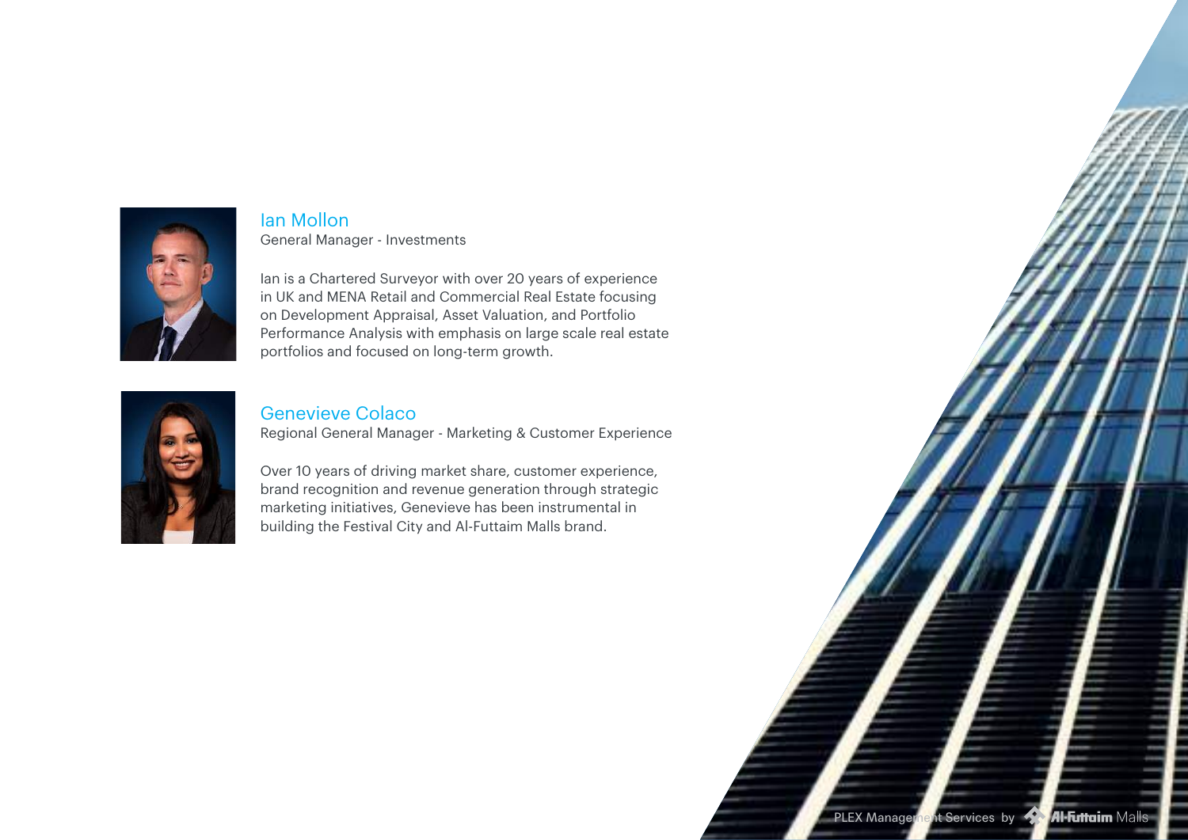### Ian Mollon

General Manager - Investments

Ian is a Chartered Surveyor with over 20 years of experience in UK and MENA Retail and Commercial Real Estate focusing on Development Appraisal, Asset Valuation, and Portfolio Performance Analysis with emphasis on large scale real estate portfolios and focused on long-term growth.

### Genevieve Colaco

Regional General Manager - Marketing & Customer Experience

Over 10 years of driving market share, customer experience, brand recognition and revenue generation through strategic marketing initiatives, Genevieve has been instrumental in building the Festival City and Al-Futtaim Malls brand.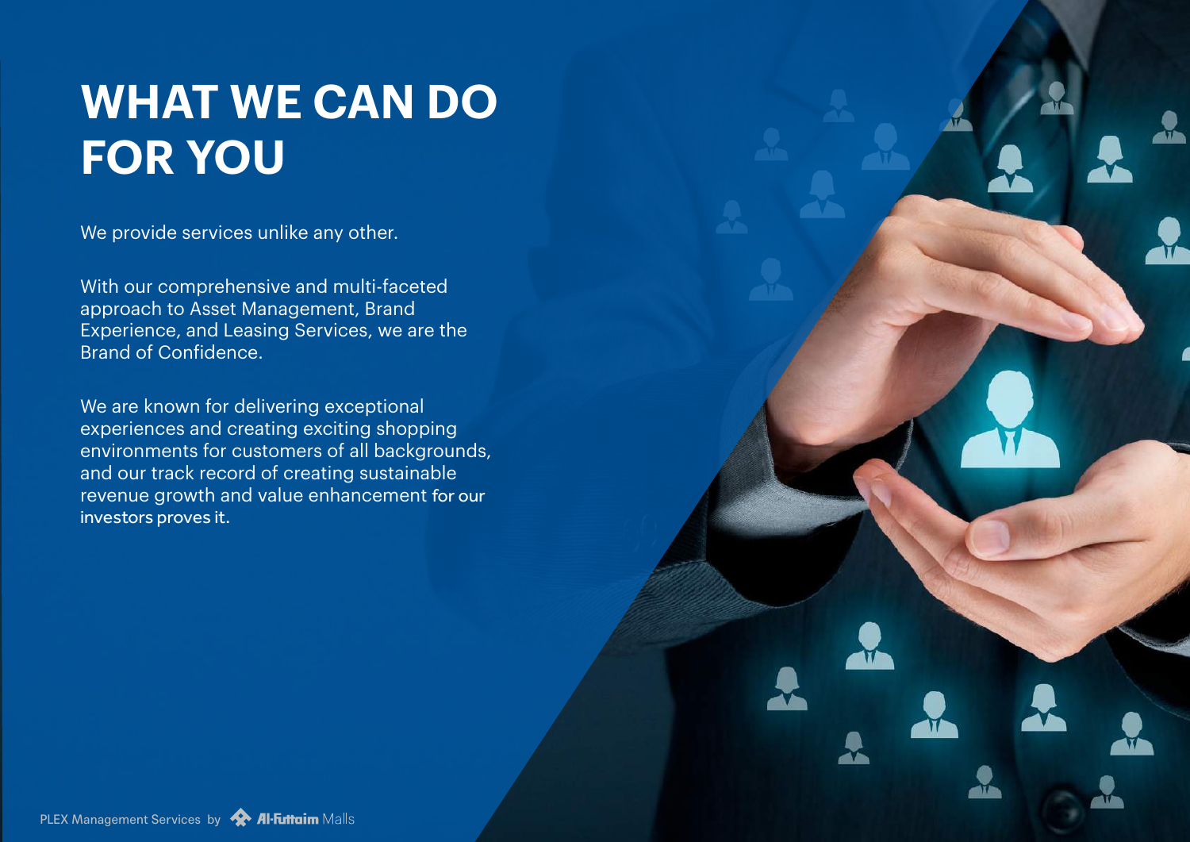# WHAT WE CAN DO FOR YOU

We provide services unlike any other.

With our comprehensive and multi-faceted approach to Asset Management, Brand Experience, and Leasing Services, we are the Brand of Confidence.

We are known for delivering exceptional experiences and creating exciting shopping environments for customers of all backgrounds, and our track record of creating sustainable revenue growth and value enhancement for our investors proves it.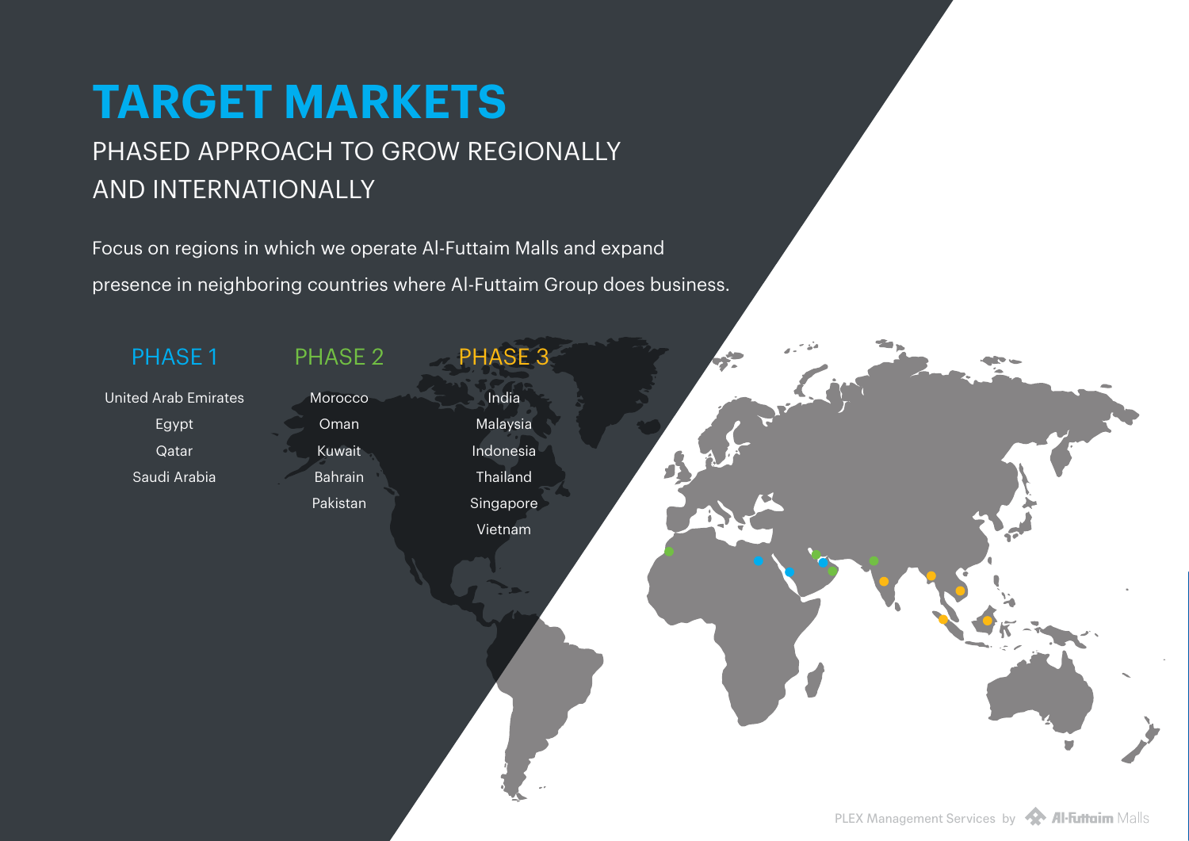# TARGET MARKETS

## PHASED APPROACH TO GROW REGIONALLY AND INTERNATIONALLY

Focus on regions in which we operate Al-Futtaim Malls and expand presence in neighboring countries where Al-Futtaim Group does business.

| PHASE 1 | PHASE 2 | PHASE 3 |
|---|---|---|
| United Arab Emirates | Morocco | India |
| Egypt | Oman | Malaysia |
| Qatar | Kuwait | Indonesia |
| Saudi Arabia | Bahrain | Thailand |
| | Pakistan | Singapore |
| | | Vietnam |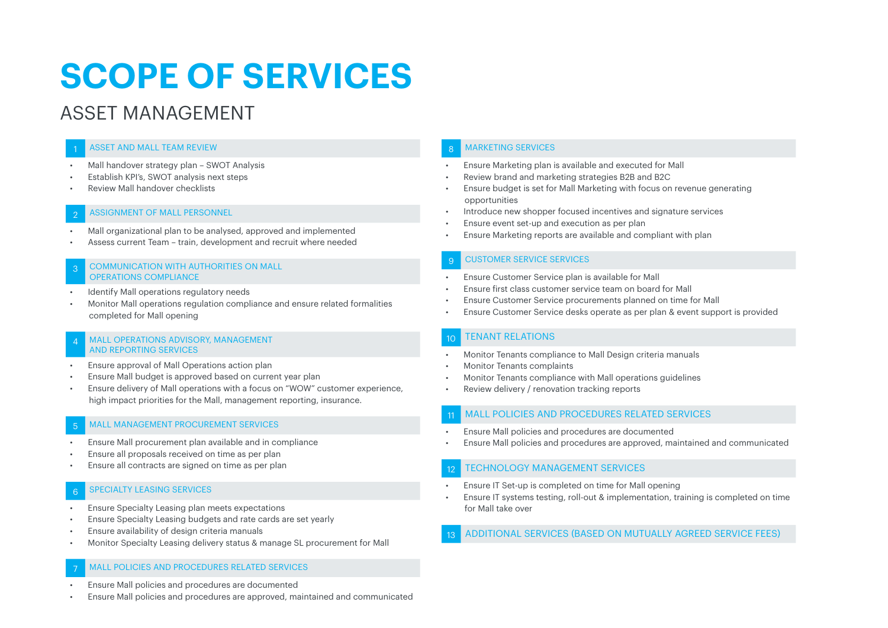# SCOPE OF SERVICES

## ASSET MANAGEMENT

### 1 ASSET AND MALL TEAM REVIEW

- Mall handover strategy plan – SWOT Analysis
- Establish KPI's, SWOT analysis next steps
- Review Mall handover checklists

### 2 ASSIGNMENT OF MALL PERSONNEL

- Mall organizational plan to be analysed, approved and implemented
- Assess current Team – train, development and recruit where needed

### 3 COMMUNICATION WITH AUTHORITIES ON MALL OPERATIONS COMPLIANCE

- Identify Mall operations regulatory needs
- Monitor Mall operations regulation compliance and ensure related formalities completed for Mall opening

### 4 MALL OPERATIONS ADVISORY, MANAGEMENT AND REPORTING SERVICES

- Ensure approval of Mall Operations action plan
- Ensure Mall budget is approved based on current year plan
- Ensure delivery of Mall operations with a focus on "WOW" customer experience, high impact priorities for the Mall, management reporting, insurance.

### 5 MALL MANAGEMENT PROCUREMENT SERVICES

- Ensure Mall procurement plan available and in compliance
- Ensure all proposals received on time as per plan
- Ensure all contracts are signed on time as per plan

### 6 SPECIALTY LEASING SERVICES

- Ensure Specialty Leasing plan meets expectations
- Ensure Specialty Leasing budgets and rate cards are set yearly
- Ensure availability of design criteria manuals
- Monitor Specialty Leasing delivery status & manage SL procurement for Mall

### 7 MALL POLICIES AND PROCEDURES RELATED SERVICES

- Ensure Mall policies and procedures are documented
- Ensure Mall policies and procedures are approved, maintained and communicated

### 8 MARKETING SERVICES

- Ensure Marketing plan is available and executed for Mall
- Review brand and marketing strategies B2B and B2C
- Ensure budget is set for Mall Marketing with focus on revenue generating opportunities
- Introduce new shopper focused incentives and signature services
- Ensure event set-up and execution as per plan
- Ensure Marketing reports are available and compliant with plan

### 9 CUSTOMER SERVICE SERVICES

- Ensure Customer Service plan is available for Mall
- Ensure first class customer service team on board for Mall
- Ensure Customer Service procurements planned on time for Mall
- Ensure Customer Service desks operate as per plan & event support is provided

### 10 TENANT RELATIONS

- Monitor Tenants compliance to Mall Design criteria manuals
- Monitor Tenants complaints
- Monitor Tenants compliance with Mall operations guidelines
- Review delivery / renovation tracking reports

### 11 MALL POLICIES AND PROCEDURES RELATED SERVICES

- Ensure Mall policies and procedures are documented
- Ensure Mall policies and procedures are approved, maintained and communicated

### 12 TECHNOLOGY MANAGEMENT SERVICES

- Ensure IT Set-up is completed on time for Mall opening
- Ensure IT systems testing, roll-out & implementation, training is completed on time for Mall take over

### 13 ADDITIONAL SERVICES (BASED ON MUTUALLY AGREED SERVICE FEES)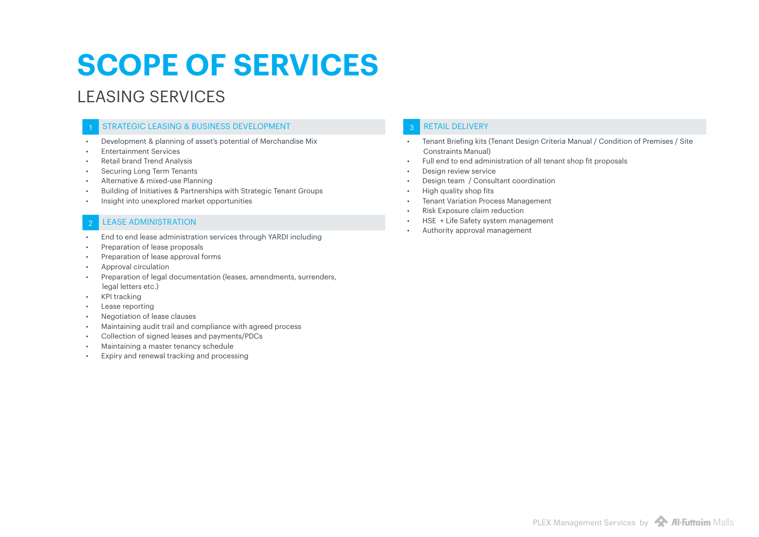# SCOPE OF SERVICES

## LEASING SERVICES

### 1 STRATEGIC LEASING & BUSINESS DEVELOPMENT

- Development & planning of asset's potential of Merchandise Mix
- Entertainment Services
- Retail brand Trend Analysis
- Securing Long Term Tenants
- Alternative & mixed-use Planning
- Building of Initiatives & Partnerships with Strategic Tenant Groups
- Insight into unexplored market opportunities

### 2 LEASE ADMINISTRATION

- End to end lease administration services through YARDI including
- Preparation of lease proposals
- Preparation of lease approval forms
- Approval circulation
- Preparation of legal documentation (leases, amendments, surrenders, legal letters etc.)
- KPI tracking
- Lease reporting
- Negotiation of lease clauses
- Maintaining audit trail and compliance with agreed process
- Collection of signed leases and payments/PDCs
- Maintaining a master tenancy schedule
- Expiry and renewal tracking and processing

### 3 RETAIL DELIVERY

- Tenant Briefing kits (Tenant Design Criteria Manual / Condition of Premises / Site Constraints Manual)
- Full end to end administration of all tenant shop fit proposals
- Design review service
- Design team / Consultant coordination
- High quality shop fits
- Tenant Variation Process Management
- Risk Exposure claim reduction
- HSE + Life Safety system management
- Authority approval management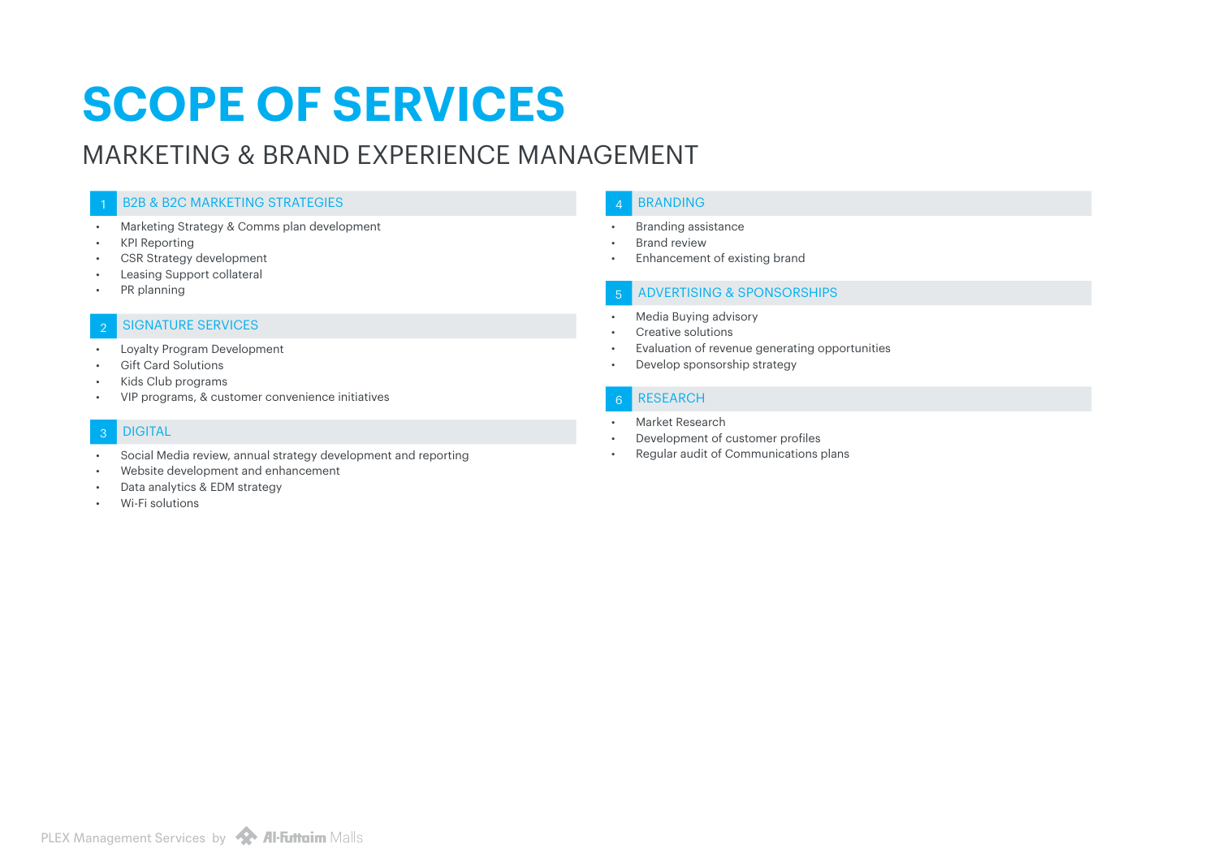# SCOPE OF SERVICES

## MARKETING & BRAND EXPERIENCE MANAGEMENT

### 1 B2B & B2C MARKETING STRATEGIES

- Marketing Strategy & Comms plan development
- KPI Reporting
- CSR Strategy development
- Leasing Support collateral
- PR planning

### 2 SIGNATURE SERVICES

- Loyalty Program Development
- Gift Card Solutions
- Kids Club programs
- VIP programs, & customer convenience initiatives

### 3 DIGITAL

- Social Media review, annual strategy development and reporting
- Website development and enhancement
- Data analytics & EDM strategy
- Wi-Fi solutions

### 4 BRANDING

- Branding assistance
- Brand review
- Enhancement of existing brand

### 5 ADVERTISING & SPONSORSHIPS

- Media Buying advisory
- Creative solutions
- Evaluation of revenue generating opportunities
- Develop sponsorship strategy

### 6 RESEARCH

- Market Research
- Development of customer profiles
- Regular audit of Communications plans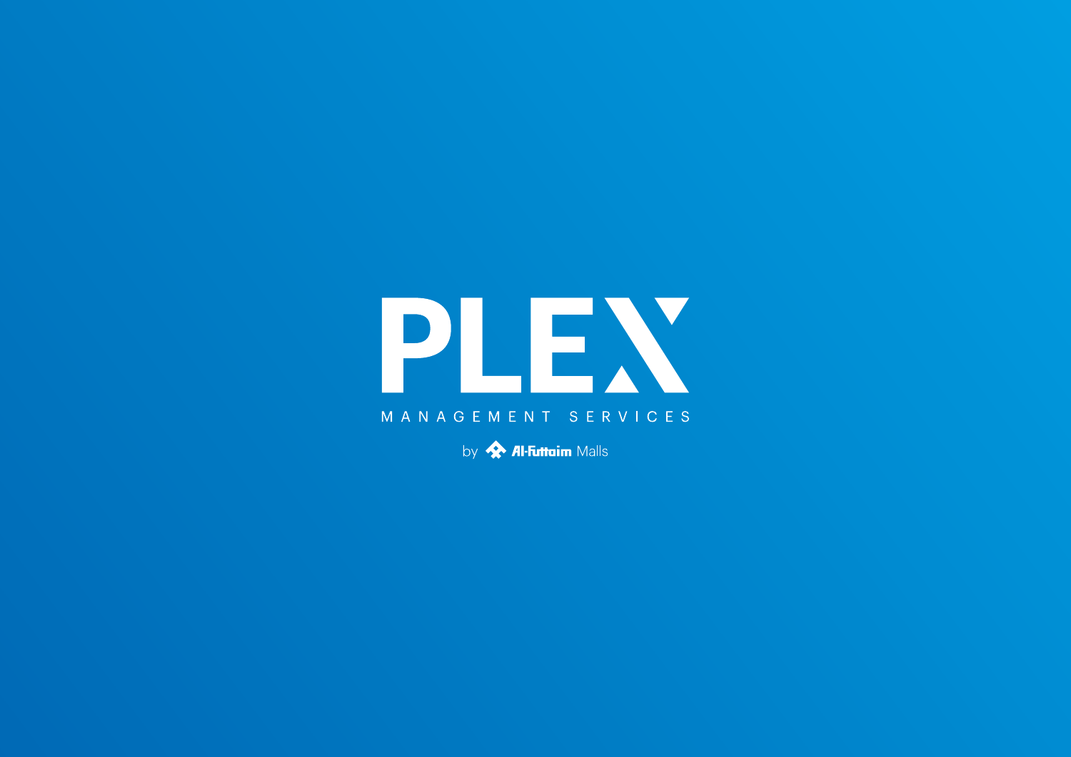# PLEX

MANAGEMENT SERVICES

by Al-Futtaim Malls